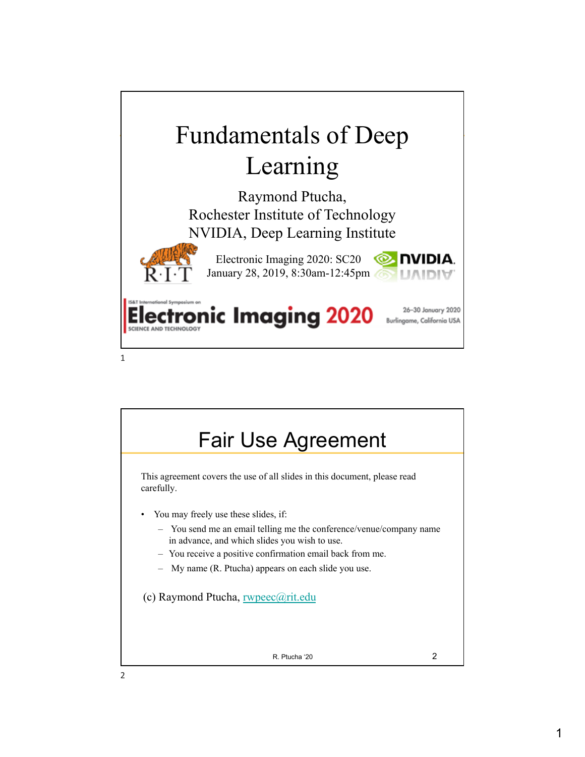# Fundamentals of Deep Learning

Raymond Ptucha,
Rochester Institute of Technology
NVIDIA, Deep Learning Institute

Electronic Imaging 2020: SC20
January 28, 2019, 8:30am-12:45pm

IS&T International Symposium on
Electronic Imaging 2020
SCIENCE AND TECHNOLOGY

26–30 January 2020
Burlingame, California USA

## Fair Use Agreement

This agreement covers the use of all slides in this document, please read carefully.

- You may freely use these slides, if:
  - You send me an email telling me the conference/venue/company name in advance, and which slides you wish to use.
  - You receive a positive confirmation email back from me.
  - My name (R. Ptucha) appears on each slide you use.

(c) Raymond Ptucha, rwpeec@rit.edu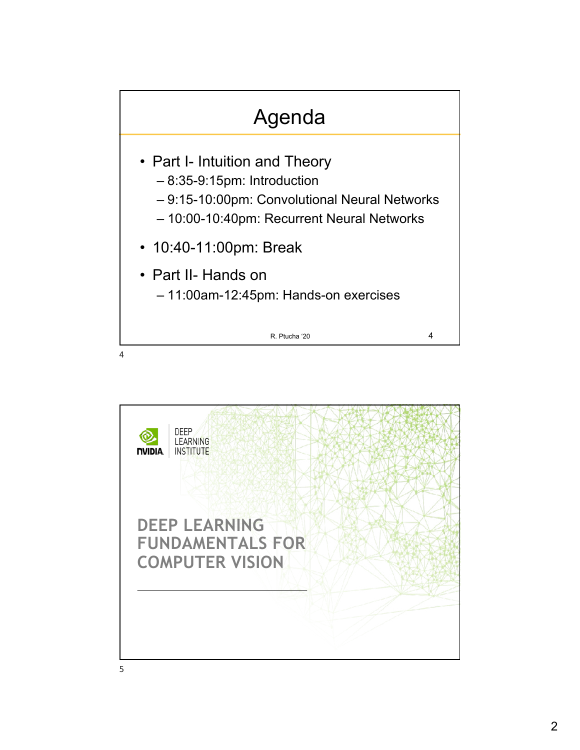# Agenda

- Part I- Intuition and Theory
  - 8:35-9:15pm: Introduction
  - 9:15-10:00pm: Convolutional Neural Networks
  - 10:00-10:40pm: Recurrent Neural Networks
- 10:40-11:00pm: Break
- Part II- Hands on
  - 11:00am-12:45pm: Hands-on exercises

R. Ptucha '20

NVIDIA DEEP LEARNING INSTITUTE

# DEEP LEARNING FUNDAMENTALS FOR COMPUTER VISION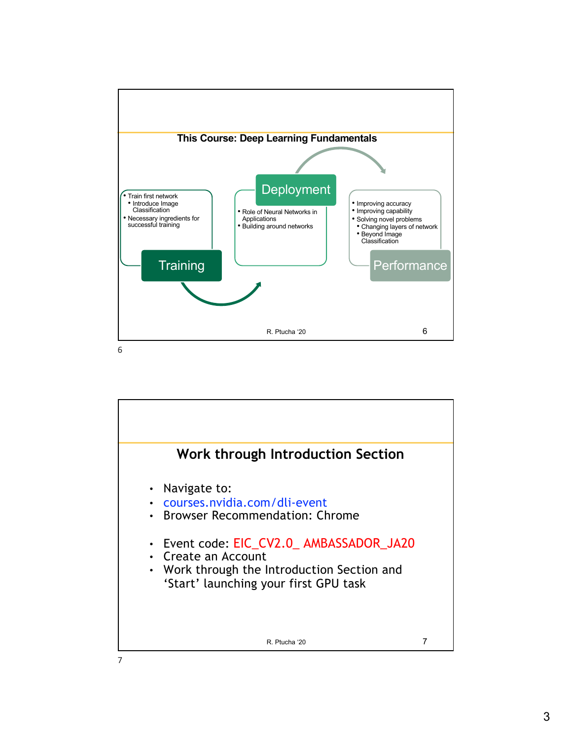## This Course: Deep Learning Fundamentals

**Training**
- Train first network
  - Introduce Image Classification
- Necessary ingredients for successful training

**Deployment**
- Role of Neural Networks in Applications
- Building around networks

**Performance**
- Improving accuracy
- Improving capability
- Solving novel problems
  - Changing layers of network
  - Beyond Image Classification

R. Ptucha '20

## Work through Introduction Section

- Navigate to:
- courses.nvidia.com/dli-event
- Browser Recommendation: Chrome

- Event code: EIC_CV2.0_ AMBASSADOR_JA20
- Create an Account
- Work through the Introduction Section and 'Start' launching your first GPU task

R. Ptucha '20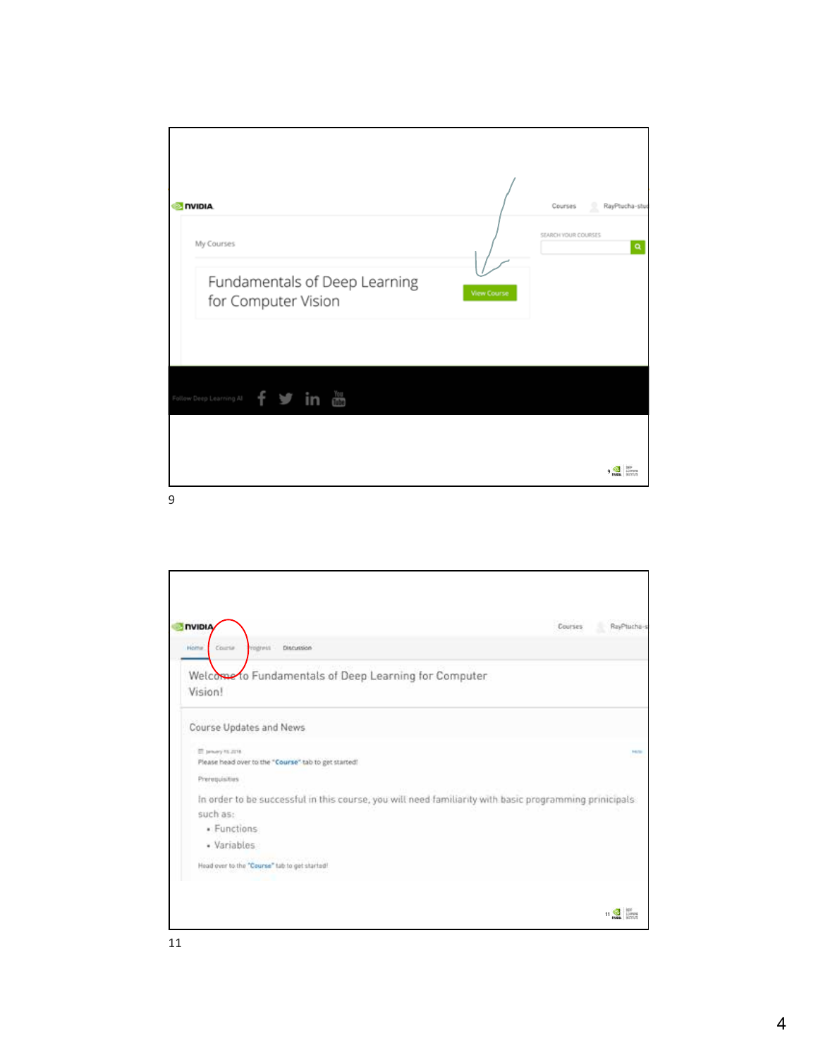NVIDIA

Courses RayPtucha-stu

My Courses

SEARCH YOUR COURSES

Fundamentals of Deep Learning for Computer Vision

View Course

Follow Deep Learning AI

9

NVIDIA

Courses RayPtucha-s

Home Course Progress Discussion

Welcome to Fundamentals of Deep Learning for Computer Vision!

Course Updates and News

January 15, 2018

Please head over to the "Course" tab to get started!

Prerequisites

In order to be successful in this course, you will need familiarity with basic programming prinicipals such as:

- Functions
- Variables

Head over to the "Course" tab to get started!

11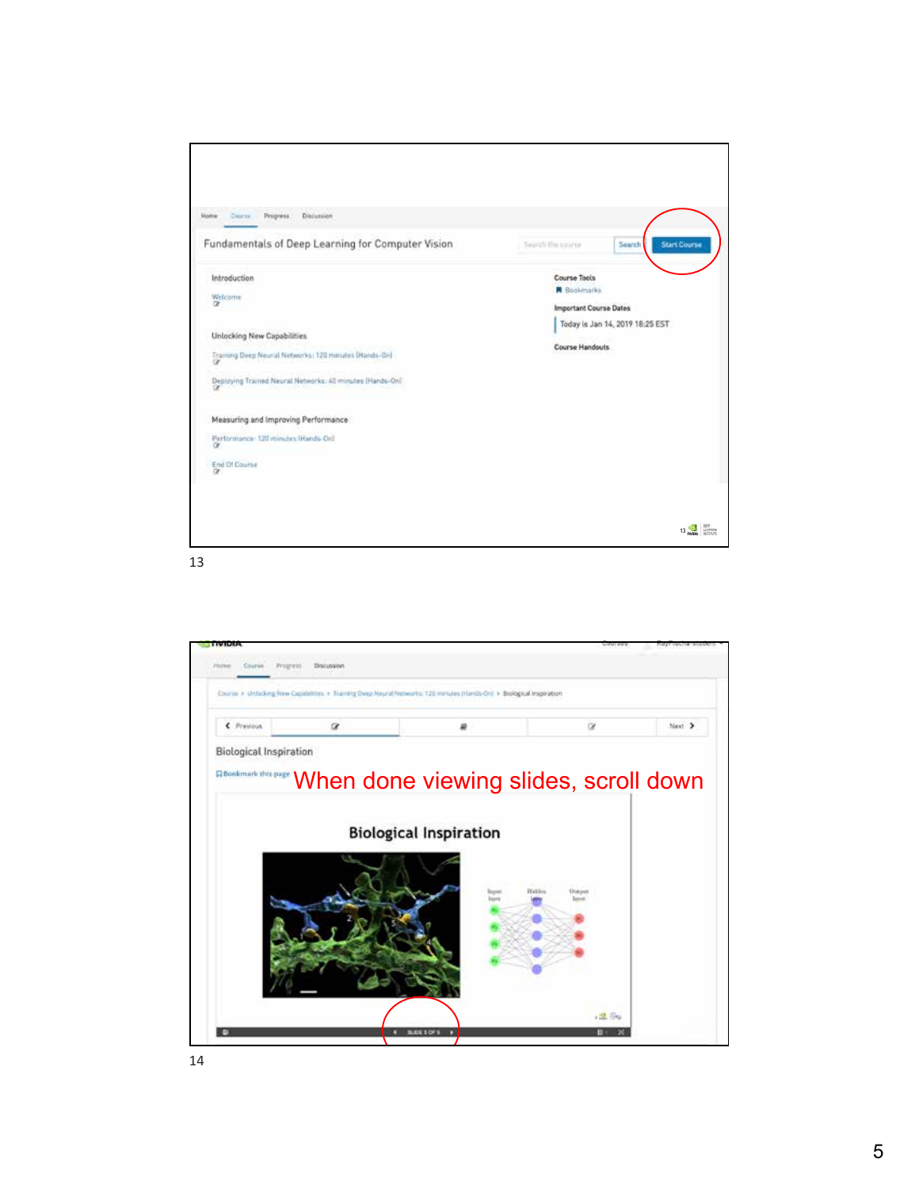Home | Course | Progress | Discussion

Fundamentals of Deep Learning for Computer Vision

Search the course | Search | Start Course

Introduction

Welcome

Unlocking New Capabilities

Training Deep Neural Networks: 120 minutes (Hands-On)

Deploying Trained Neural Networks: 40 minutes (Hands-On)

Measuring and Improving Performance

Performance: 120 minutes (Hands-On)

End Of Course

Course Tools

Bookmarks

Important Course Dates

Today is Jan 14, 2019 18:25 EST

Course Handouts

13

Home | Course | Progress | Discussion

Course › Unlocking New Capabilities › Training Deep Neural Networks: 120 minutes (Hands-On) › Biological Inspiration

Previous | Next

Biological Inspiration

Bookmark this page

When done viewing slides, scroll down

Biological Inspiration

Input layer | Hidden layer | Output layer

SLIDE 5 OF 5

14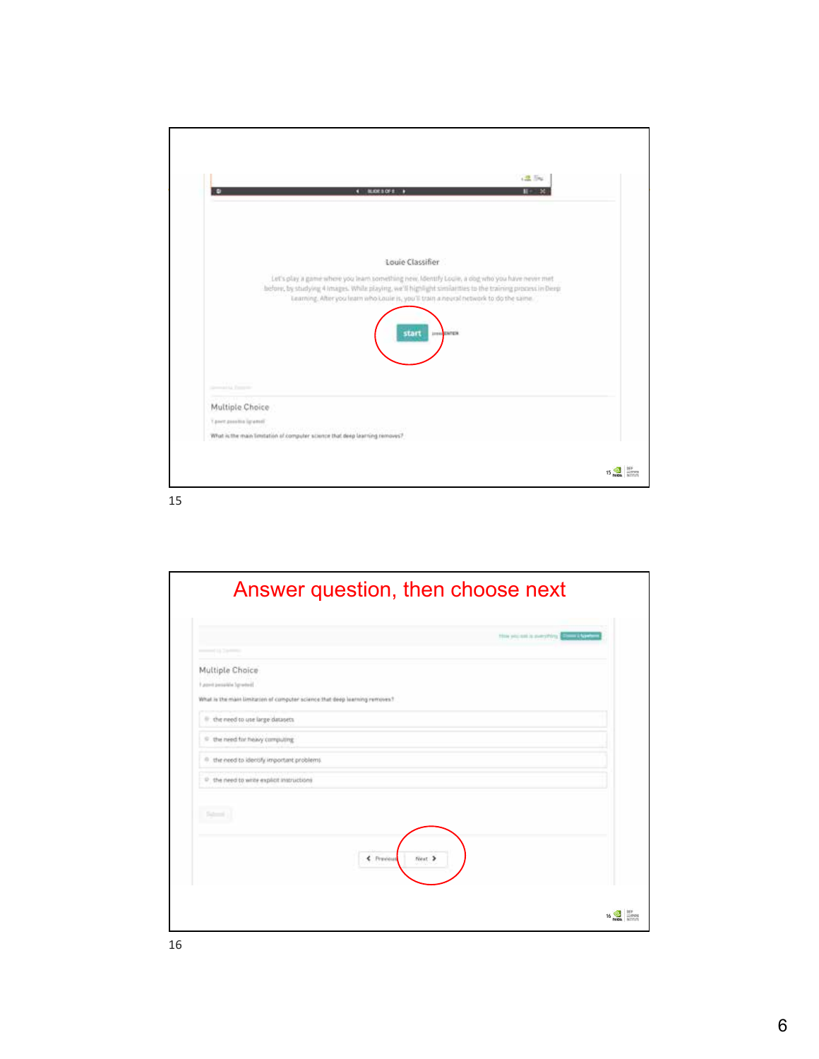Louie Classifier

Let's play a game where you learn something new. Identify Louie, a dog who you have never met before, by studying 4 images. While playing, we'll highlight similarities to the training process in Deep Learning. After you learn who Louie is, you'll train a neural network to do the same.

start press ENTER

Multiple Choice

1 point possible (graded)

What is the main limitation of computer science that deep learning removes?

15

## Answer question, then choose next

Multiple Choice

1 point possible (graded)

What is the main limitation of computer science that deep learning removes?

- the need to use large datasets
- the need for heavy computing
- the need to identify important problems
- the need to write explicit instructions

Submit

Previous | Next

16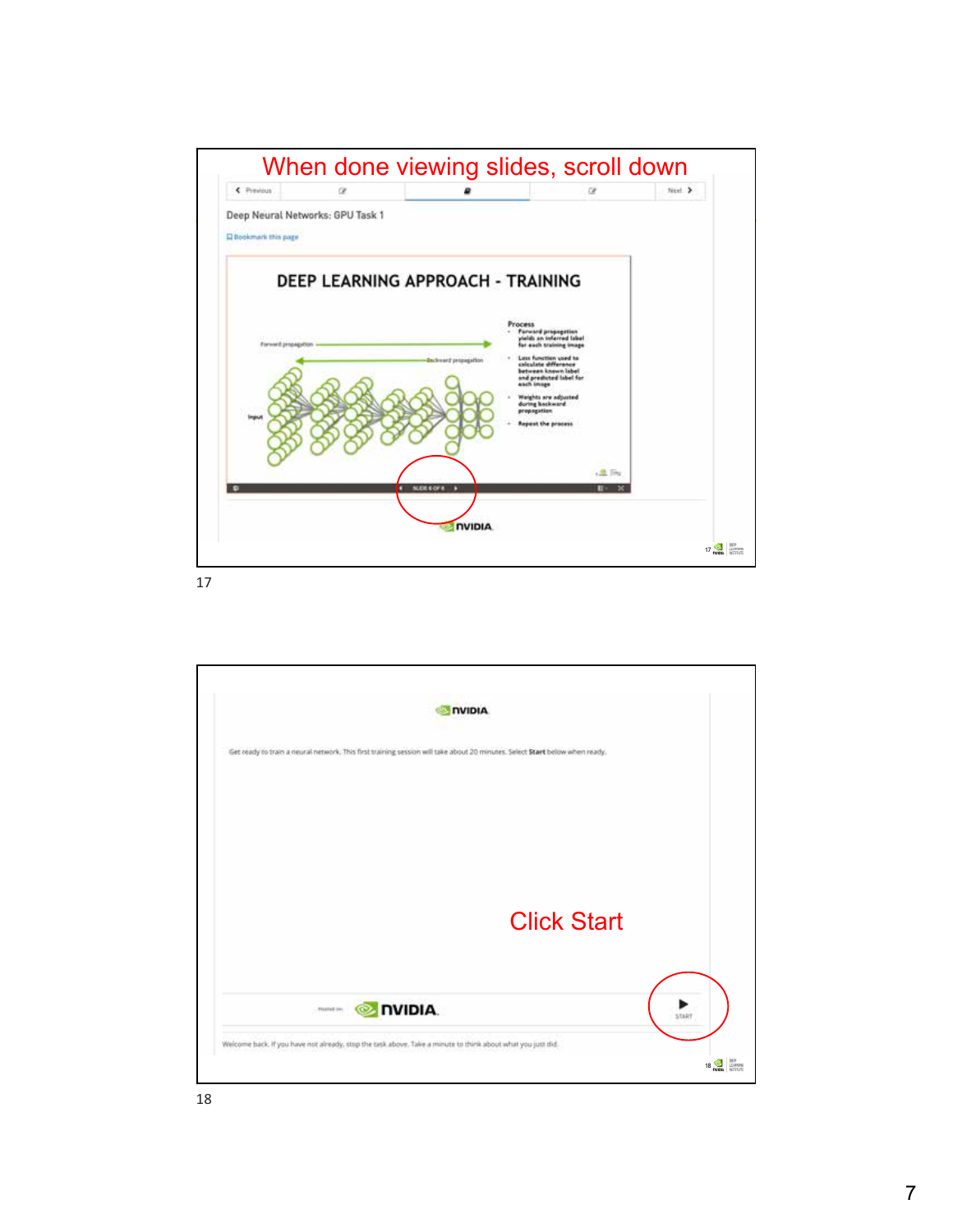When done viewing slides, scroll down

Previous | Next

Deep Neural Networks: GPU Task 1

Bookmark this page

DEEP LEARNING APPROACH - TRAINING

Forward propagation

Backward propagation

Input

Process

- Forward propagation yields an inferred label for each training image
- Loss function used to calculate difference between known label and predicted label for each image
- Weights are adjusted during backward propagation
- Repeat the process

SLIDE 4 OF 8

NVIDIA

17

NVIDIA

Get ready to train a neural network. This first training session will take about 20 minutes. Select **Start** below when ready.

Click Start

Hosted on: NVIDIA

START

Welcome back. If you have not already, stop the task above. Take a minute to think about what you just did.

18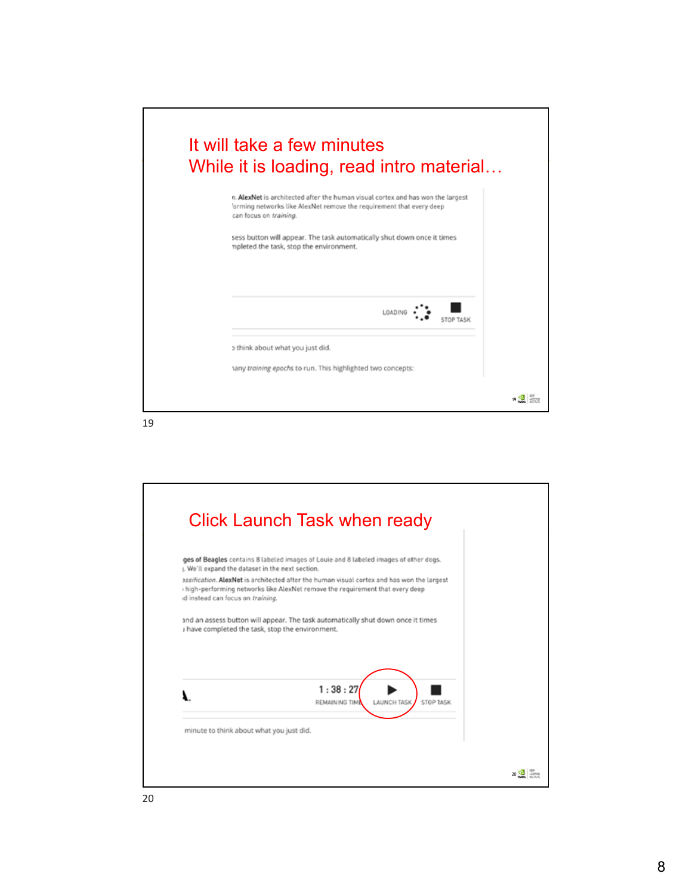## It will take a few minutes
## While it is loading, read intro material…

n. **AlexNet** is architected after the human visual cortex and has won the largest 'orming networks like AlexNet remove the requirement that every deep can focus on *training*.

sess button will appear. The task automatically shut down once it times npleted the task, stop the environment.

LOADING

STOP TASK

› think about what you just did.

ıany *training epochs* to run. This highlighted two concepts:

## Click Launch Task when ready

ges of Beagles contains 8 labeled images of Louie and 8 labeled images of other dogs. ı. We'll expand the dataset in the next section.

ıssification. **AlexNet** is architected after the human visual cortex and has won the largest › high-performing networks like AlexNet remove the requirement that every deep ıd instead can focus on *training*.

ınd an assess button will appear. The task automatically shut down once it times ı have completed the task, stop the environment.

1 : 38 : 27
REMAINING TIME

LAUNCH TASK

STOP TASK

minute to think about what you just did.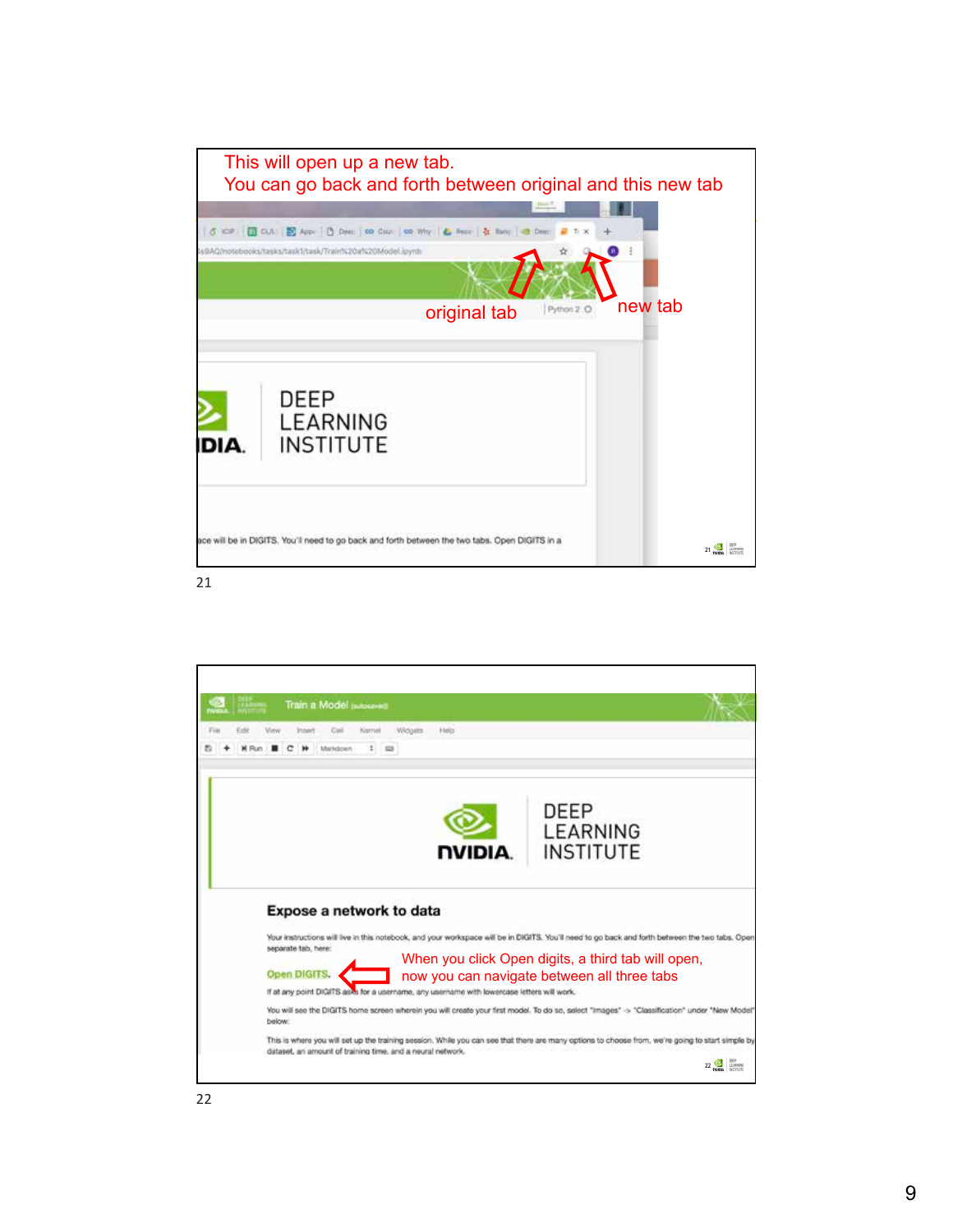This will open up a new tab.
You can go back and forth between original and this new tab

original tab

new tab

DEEP LEARNING INSTITUTE

ace will be in DIGITS. You'll need to go back and forth between the two tabs. Open DIGITS in a

21

Train a Model (autosaved)

File Edit View Insert Cell Kernel Widgets Help

DEEP LEARNING INSTITUTE

**Expose a network to data**

Your instructions will live in this notebook, and your workspace will be in DIGITS. You'll need to go back and forth between the two tabs. Open separate tab, here:

Open DIGITS.

When you click Open digits, a third tab will open, now you can navigate between all three tabs

If at any point DIGITS asks for a username, any username with lowercase letters will work.

You will see the DIGITS home screen wherein you will create your first model. To do so, select "Images" -> "Classification" under "New Model" below:

This is where you will set up the training session. While you can see that there are many options to choose from, we're going to start simple by dataset, an amount of training time, and a neural network.

22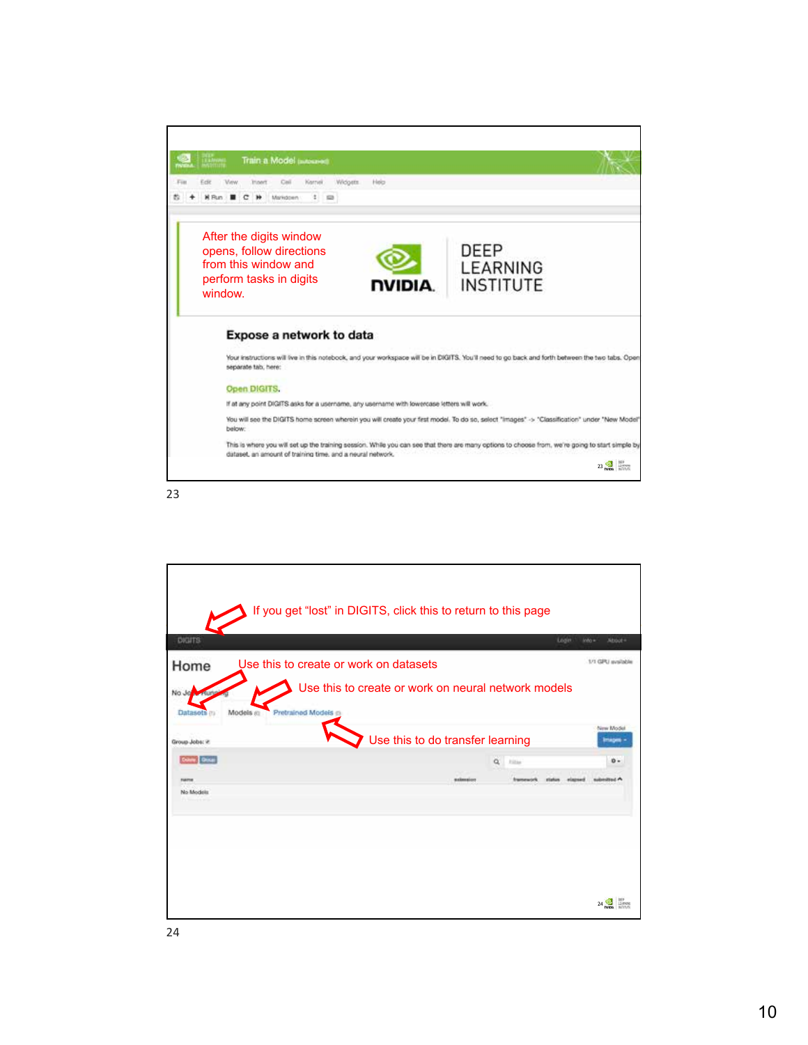After the digits window opens, follow directions from this window and perform tasks in digits window.

NVIDIA. DEEP LEARNING INSTITUTE

## Expose a network to data

Your instructions will live in this notebook, and your workspace will be in DIGITS. You'll need to go back and forth between the two tabs. Open separate tab, here:

Open DIGITS.

If at any point DIGITS asks for a username, any username with lowercase letters will work.

You will see the DIGITS home screen wherein you will create your first model. To do so, select "Images" -> "Classification" under "New Model" below:

This is where you will set up the training session. While you can see that there are many options to choose from, we're going to start simple by dataset, an amount of training time, and a neural network.

23

---

If you get "lost" in DIGITS, click this to return to this page

DIGITS

Home — Use this to create or work on datasets

Use this to create or work on neural network models

Datasets (1) | Models (0) | Pretrained Models (0)

Use this to do transfer learning

No Models

24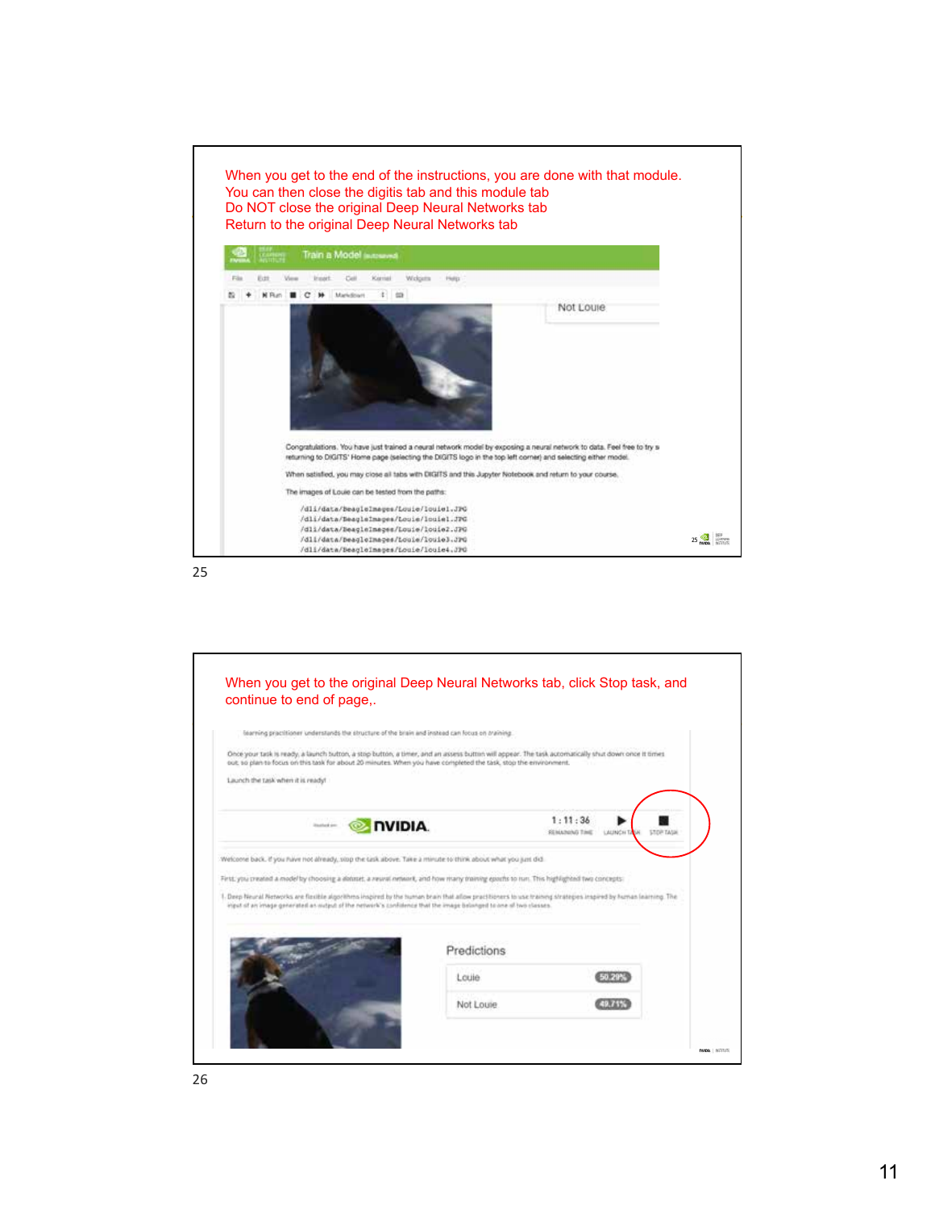When you get to the end of the instructions, you are done with that module.
You can then close the digitis tab and this module tab
Do NOT close the original Deep Neural Networks tab
Return to the original Deep Neural Networks tab

Train a Model (autosaved)

Not Louie

Congratulations. You have just trained a neural network model by exposing a neural network to data. Feel free to try s returning to DIGITS' Home page (selecting the DIGITS logo in the top left corner) and selecting either model.

When satisfied, you may close all tabs with DIGITS and this Jupyter Notebook and return to your course.

The images of Louie can be tested from the paths:

```
/dli/data/BeagleImages/Louie/louie1.JPG
/dli/data/BeagleImages/Louie/louie1.JPG
/dli/data/BeagleImages/Louie/louie2.JPG
/dli/data/BeagleImages/Louie/louie3.JPG
/dli/data/BeagleImages/Louie/louie4.JPG
```

25

When you get to the original Deep Neural Networks tab, click Stop task, and continue to end of page,.

learning practitioner understands the structure of the brain and instead can focus on training.

Once your task is ready, a launch button, a stop button, a timer, and an assess button will appear. The task automatically shut down once it times out, so plan to focus on this task for about 20 minutes. When you have completed the task, stop the environment.

Launch the task when it is ready!

NVIDIA. 1 : 11 : 36 REMAINING TIME LAUNCH TASK STOP TASK

Welcome back. If you have not already, stop the task above. Take a minute to think about what you just did.

First, you created a model by choosing a dataset, a neural network, and how many training epochs to run. This highlighted two concepts:

1. Deep Neural Networks are flexible algorithms inspired by the human brain that allow practitioners to use training strategies inspired by human learning. The input of an image generated an output of the network's confidence that the image belonged to one of two classes.

Predictions

| Louie | 50.29% |
|---|---|
| Not Louie | 49.71% |

26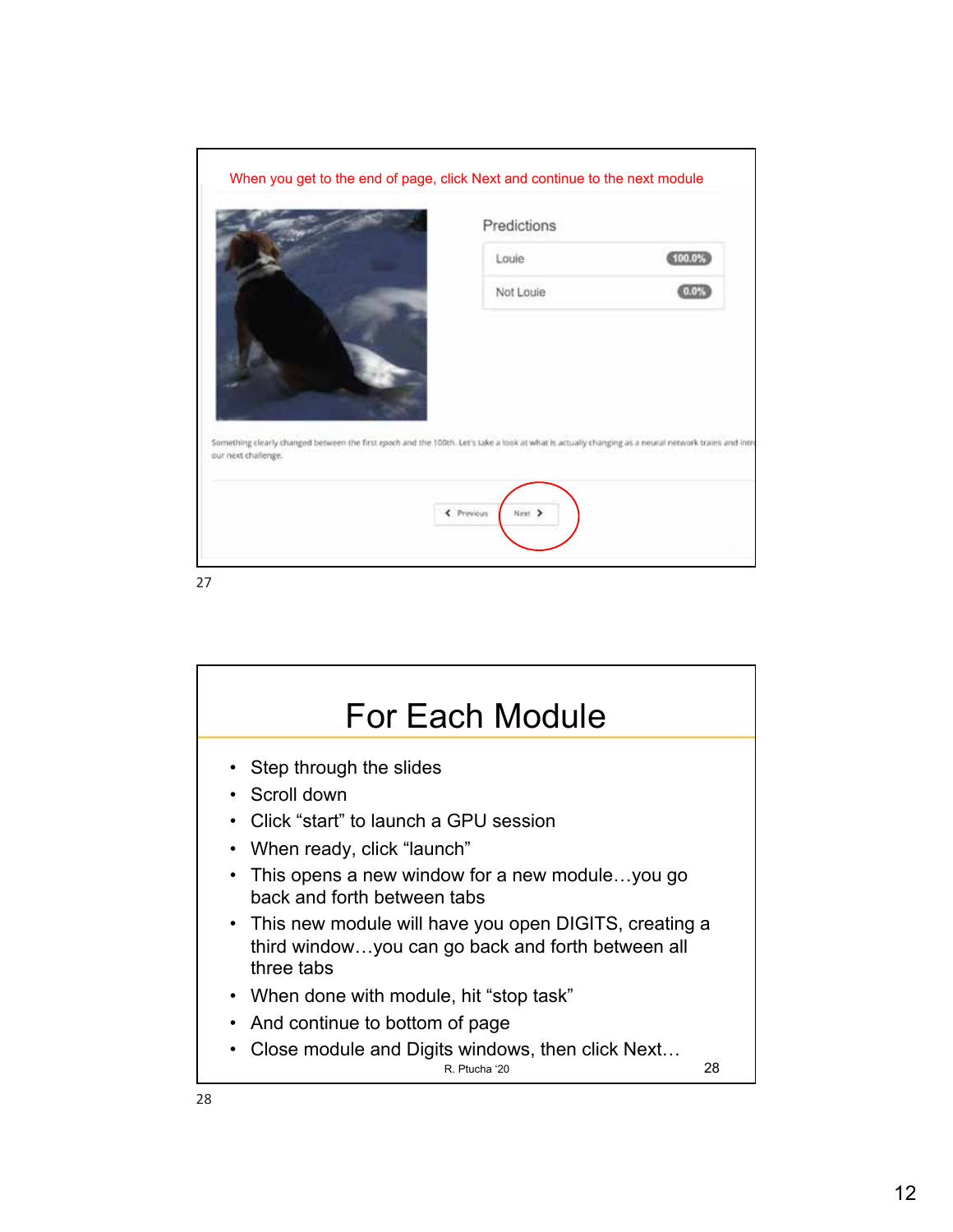When you get to the end of page, click Next and continue to the next module

Predictions

| | |
|---|---|
| Louie | 100.0% |
| Not Louie | 0.0% |

Something clearly changed between the first epoch and the 100th. Let's take a look at what is actually changing as a neural network trains and intr our next challenge.

Previous Next

# For Each Module

- Step through the slides
- Scroll down
- Click "start" to launch a GPU session
- When ready, click "launch"
- This opens a new window for a new module…you go back and forth between tabs
- This new module will have you open DIGITS, creating a third window…you can go back and forth between all three tabs
- When done with module, hit "stop task"
- And continue to bottom of page
- Close module and Digits windows, then click Next…

R. Ptucha '20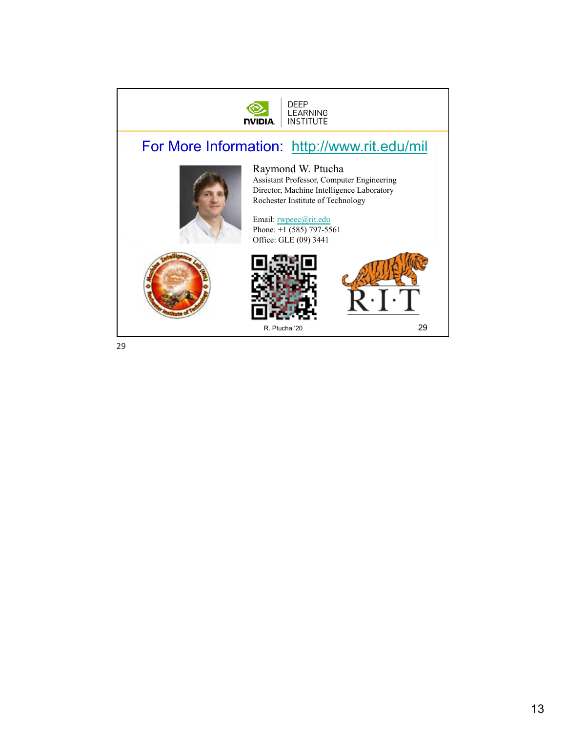DEEP LEARNING INSTITUTE

## For More Information: http://www.rit.edu/mil

**Raymond W. Ptucha**
Assistant Professor, Computer Engineering
Director, Machine Intelligence Laboratory
Rochester Institute of Technology

Email: rwpeec@rit.edu
Phone: +1 (585) 797-5561
Office: GLE (09) 3441

R. Ptucha '20